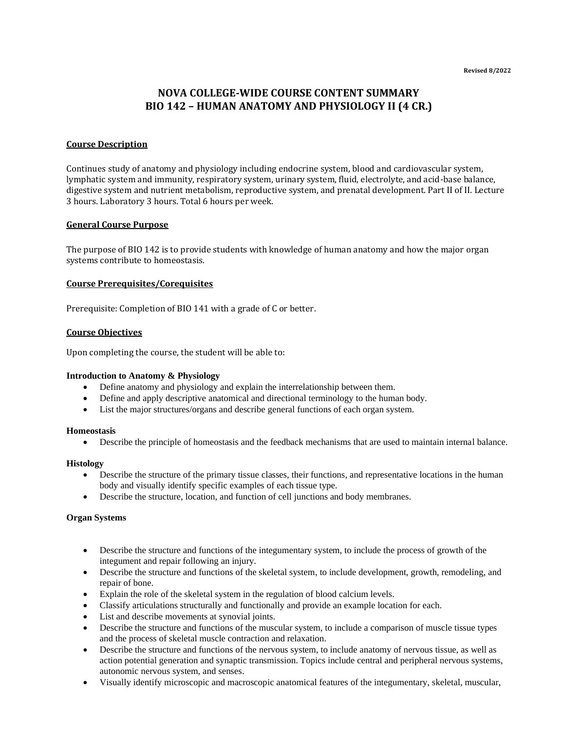Revised 8/2022

# NOVA COLLEGE-WIDE COURSE CONTENT SUMMARY
# BIO 142 – HUMAN ANATOMY AND PHYSIOLOGY II (4 CR.)

## Course Description

Continues study of anatomy and physiology including endocrine system, blood and cardiovascular system, lymphatic system and immunity, respiratory system, urinary system, fluid, electrolyte, and acid-base balance, digestive system and nutrient metabolism, reproductive system, and prenatal development. Part II of II. Lecture 3 hours. Laboratory 3 hours. Total 6 hours per week.

## General Course Purpose

The purpose of BIO 142 is to provide students with knowledge of human anatomy and how the major organ systems contribute to homeostasis.

## Course Prerequisites/Corequisites

Prerequisite: Completion of BIO 141 with a grade of C or better.

## Course Objectives

Upon completing the course, the student will be able to:

### Introduction to Anatomy & Physiology

- Define anatomy and physiology and explain the interrelationship between them.
- Define and apply descriptive anatomical and directional terminology to the human body.
- List the major structures/organs and describe general functions of each organ system.

### Homeostasis

- Describe the principle of homeostasis and the feedback mechanisms that are used to maintain internal balance.

### Histology

- Describe the structure of the primary tissue classes, their functions, and representative locations in the human body and visually identify specific examples of each tissue type.
- Describe the structure, location, and function of cell junctions and body membranes.

### Organ Systems

- Describe the structure and functions of the integumentary system, to include the process of growth of the integument and repair following an injury.
- Describe the structure and functions of the skeletal system, to include development, growth, remodeling, and repair of bone.
- Explain the role of the skeletal system in the regulation of blood calcium levels.
- Classify articulations structurally and functionally and provide an example location for each.
- List and describe movements at synovial joints.
- Describe the structure and functions of the muscular system, to include a comparison of muscle tissue types and the process of skeletal muscle contraction and relaxation.
- Describe the structure and functions of the nervous system, to include anatomy of nervous tissue, as well as action potential generation and synaptic transmission. Topics include central and peripheral nervous systems, autonomic nervous system, and senses.
- Visually identify microscopic and macroscopic anatomical features of the integumentary, skeletal, muscular,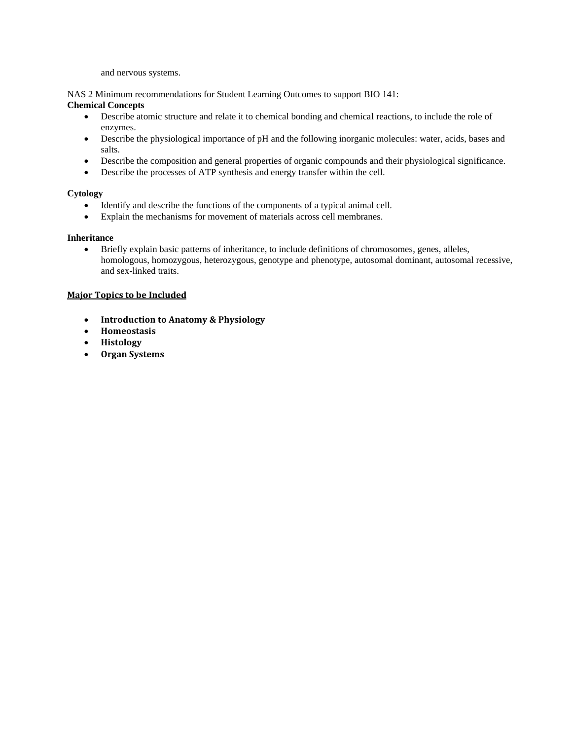and nervous systems.

NAS 2 Minimum recommendations for Student Learning Outcomes to support BIO 141:

**Chemical Concepts**

- Describe atomic structure and relate it to chemical bonding and chemical reactions, to include the role of enzymes.
- Describe the physiological importance of pH and the following inorganic molecules: water, acids, bases and salts.
- Describe the composition and general properties of organic compounds and their physiological significance.
- Describe the processes of ATP synthesis and energy transfer within the cell.

**Cytology**

- Identify and describe the functions of the components of a typical animal cell.
- Explain the mechanisms for movement of materials across cell membranes.

**Inheritance**

- Briefly explain basic patterns of inheritance, to include definitions of chromosomes, genes, alleles, homologous, homozygous, heterozygous, genotype and phenotype, autosomal dominant, autosomal recessive, and sex-linked traits.

## Major Topics to be Included

- **Introduction to Anatomy & Physiology**
- **Homeostasis**
- **Histology**
- **Organ Systems**